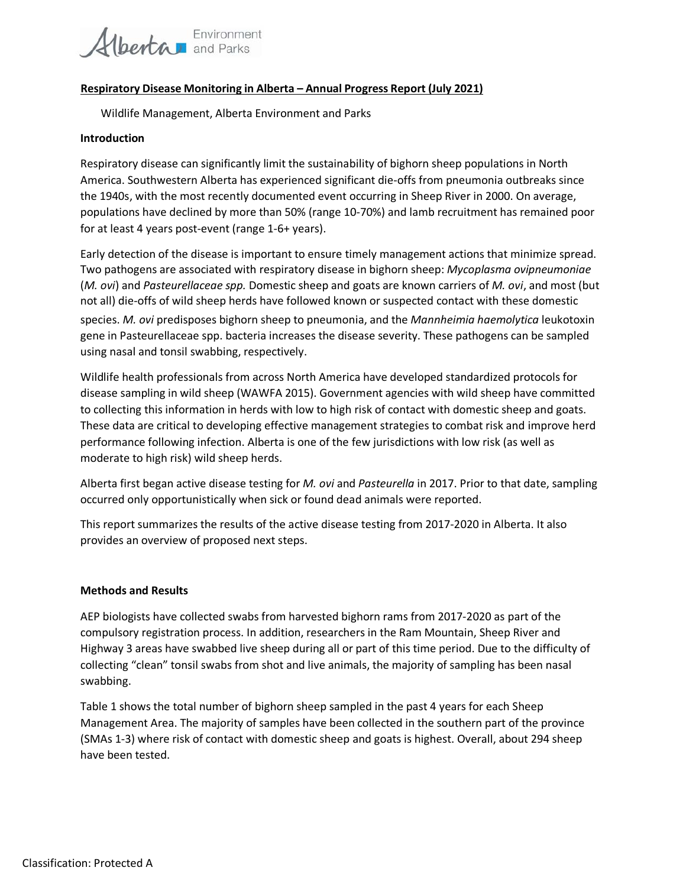**Respiratory Disease Monitoring in Alberta – Annual Progress Report (July 2021)**

Wildlife Management, Alberta Environment and Parks

**Introduction**

Respiratory disease can significantly limit the sustainability of bighorn sheep populations in North America. Southwestern Alberta has experienced significant die-offs from pneumonia outbreaks since the 1940s, with the most recently documented event occurring in Sheep River in 2000. On average, populations have declined by more than 50% (range 10-70%) and lamb recruitment has remained poor for at least 4 years post-event (range 1-6+ years).

Early detection of the disease is important to ensure timely management actions that minimize spread. Two pathogens are associated with respiratory disease in bighorn sheep: *Mycoplasma ovipneumoniae* (*M. ovi*) and *Pasteurellaceae spp.* Domestic sheep and goats are known carriers of *M. ovi*, and most (but not all) die-offs of wild sheep herds have followed known or suspected contact with these domestic species. *M. ovi* predisposes bighorn sheep to pneumonia, and the *Mannheimia haemolytica* leukotoxin gene in Pasteurellaceae spp. bacteria increases the disease severity. These pathogens can be sampled using nasal and tonsil swabbing, respectively.

Wildlife health professionals from across North America have developed standardized protocols for disease sampling in wild sheep (WAWFA 2015). Government agencies with wild sheep have committed to collecting this information in herds with low to high risk of contact with domestic sheep and goats. These data are critical to developing effective management strategies to combat risk and improve herd performance following infection. Alberta is one of the few jurisdictions with low risk (as well as moderate to high risk) wild sheep herds.

Alberta first began active disease testing for *M. ovi* and *Pasteurella* in 2017. Prior to that date, sampling occurred only opportunistically when sick or found dead animals were reported.

This report summarizes the results of the active disease testing from 2017-2020 in Alberta. It also provides an overview of proposed next steps.

**Methods and Results**

AEP biologists have collected swabs from harvested bighorn rams from 2017-2020 as part of the compulsory registration process. In addition, researchers in the Ram Mountain, Sheep River and Highway 3 areas have swabbed live sheep during all or part of this time period. Due to the difficulty of collecting "clean" tonsil swabs from shot and live animals, the majority of sampling has been nasal swabbing.

Table 1 shows the total number of bighorn sheep sampled in the past 4 years for each Sheep Management Area. The majority of samples have been collected in the southern part of the province (SMAs 1-3) where risk of contact with domestic sheep and goats is highest. Overall, about 294 sheep have been tested.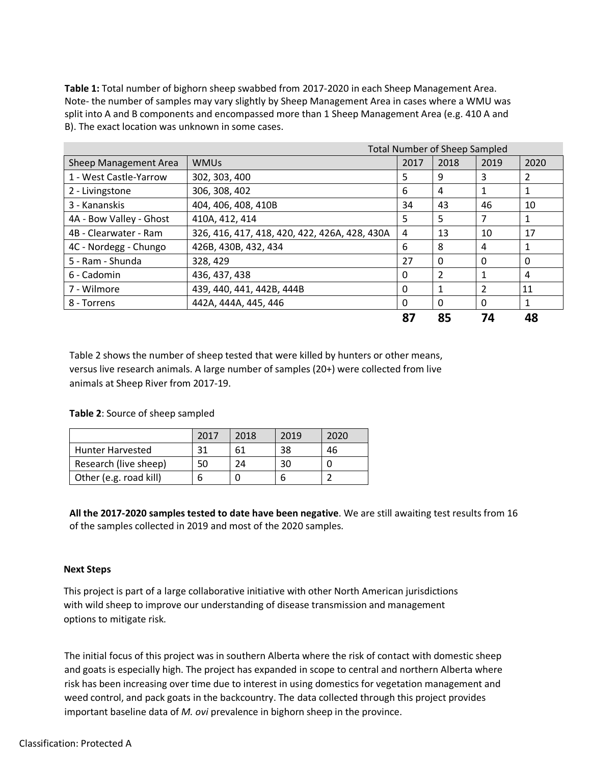**Table 1:** Total number of bighorn sheep swabbed from 2017-2020 in each Sheep Management Area. Note- the number of samples may vary slightly by Sheep Management Area in cases where a WMU was split into A and B components and encompassed more than 1 Sheep Management Area (e.g. 410 A and B). The exact location was unknown in some cases.

| | | Total Number of Sheep Sampled | | | |
|---|---|---|---|---|---|
| Sheep Management Area | WMUs | 2017 | 2018 | 2019 | 2020 |
| 1 - West Castle-Yarrow | 302, 303, 400 | 5 | 9 | 3 | 2 |
| 2 - Livingstone | 306, 308, 402 | 6 | 4 | 1 | 1 |
| 3 - Kananskis | 404, 406, 408, 410B | 34 | 43 | 46 | 10 |
| 4A - Bow Valley - Ghost | 410A, 412, 414 | 5 | 5 | 7 | 1 |
| 4B - Clearwater - Ram | 326, 416, 417, 418, 420, 422, 426A, 428, 430A | 4 | 13 | 10 | 17 |
| 4C - Nordegg - Chungo | 426B, 430B, 432, 434 | 6 | 8 | 4 | 1 |
| 5 - Ram - Shunda | 328, 429 | 27 | 0 | 0 | 0 |
| 6 - Cadomin | 436, 437, 438 | 0 | 2 | 1 | 4 |
| 7 - Wilmore | 439, 440, 441, 442B, 444B | 0 | 1 | 2 | 11 |
| 8 - Torrens | 442A, 444A, 445, 446 | 0 | 0 | 0 | 1 |
| | | **87** | **85** | **74** | **48** |

Table 2 shows the number of sheep tested that were killed by hunters or other means, versus live research animals. A large number of samples (20+) were collected from live animals at Sheep River from 2017-19.

**Table 2**: Source of sheep sampled

| | 2017 | 2018 | 2019 | 2020 |
|---|---|---|---|---|
| Hunter Harvested | 31 | 61 | 38 | 46 |
| Research (live sheep) | 50 | 24 | 30 | 0 |
| Other (e.g. road kill) | 6 | 0 | 6 | 2 |

**All the 2017-2020 samples tested to date have been negative**. We are still awaiting test results from 16 of the samples collected in 2019 and most of the 2020 samples.

**Next Steps**

This project is part of a large collaborative initiative with other North American jurisdictions with wild sheep to improve our understanding of disease transmission and management options to mitigate risk.

The initial focus of this project was in southern Alberta where the risk of contact with domestic sheep and goats is especially high. The project has expanded in scope to central and northern Alberta where risk has been increasing over time due to interest in using domestics for vegetation management and weed control, and pack goats in the backcountry. The data collected through this project provides important baseline data of *M. ovi* prevalence in bighorn sheep in the province.

Classification: Protected A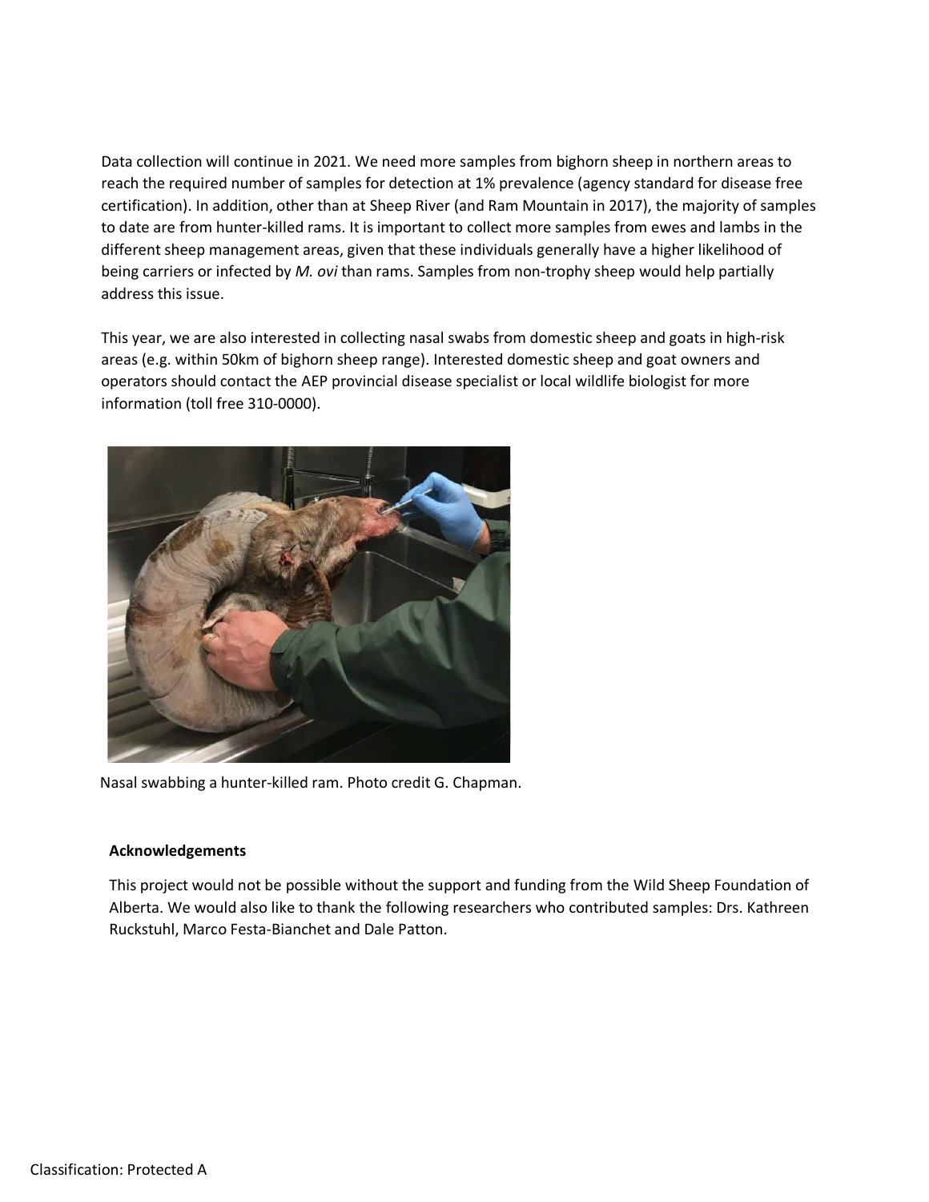Data collection will continue in 2021. We need more samples from bighorn sheep in northern areas to reach the required number of samples for detection at 1% prevalence (agency standard for disease free certification). In addition, other than at Sheep River (and Ram Mountain in 2017), the majority of samples to date are from hunter-killed rams. It is important to collect more samples from ewes and lambs in the different sheep management areas, given that these individuals generally have a higher likelihood of being carriers or infected by *M. ovi* than rams. Samples from non-trophy sheep would help partially address this issue.

This year, we are also interested in collecting nasal swabs from domestic sheep and goats in high-risk areas (e.g. within 50km of bighorn sheep range). Interested domestic sheep and goat owners and operators should contact the AEP provincial disease specialist or local wildlife biologist for more information (toll free 310-0000).

Nasal swabbing a hunter-killed ram. Photo credit G. Chapman.

**Acknowledgements**

This project would not be possible without the support and funding from the Wild Sheep Foundation of Alberta. We would also like to thank the following researchers who contributed samples: Drs. Kathreen Ruckstuhl, Marco Festa-Bianchet and Dale Patton.

Classification: Protected A